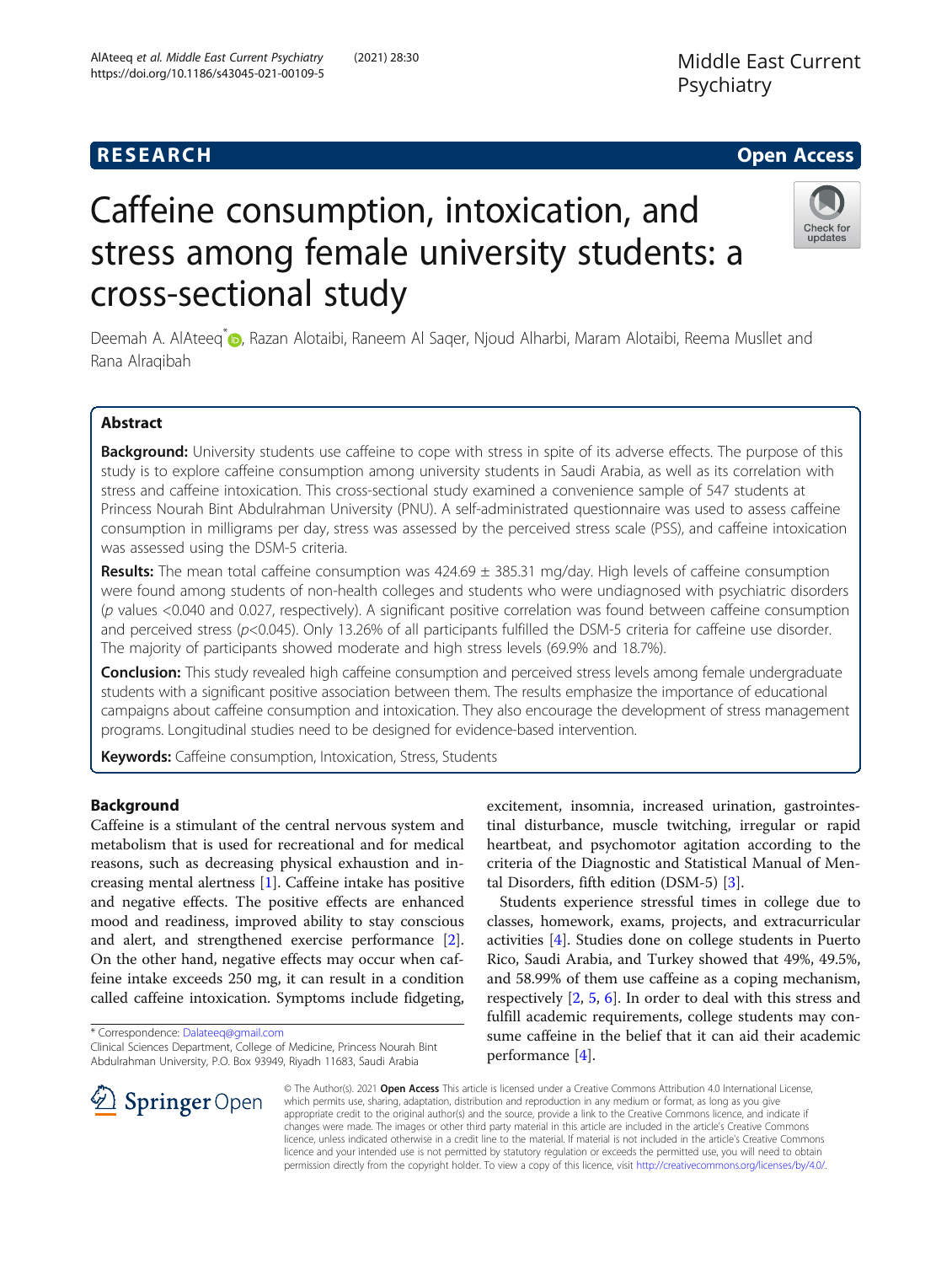RESEARCH | Open Access

# Caffeine consumption, intoxication, and stress among female university students: a cross-sectional study

Deemah A. AlAteeq*, Razan Alotaibi, Raneem Al Saqer, Njoud Alharbi, Maram Alotaibi, Reema Musllet and Rana Alraqibah

## Abstract

**Background:** University students use caffeine to cope with stress in spite of its adverse effects. The purpose of this study is to explore caffeine consumption among university students in Saudi Arabia, as well as its correlation with stress and caffeine intoxication. This cross-sectional study examined a convenience sample of 547 students at Princess Nourah Bint Abdulrahman University (PNU). A self-administrated questionnaire was used to assess caffeine consumption in milligrams per day, stress was assessed by the perceived stress scale (PSS), and caffeine intoxication was assessed using the DSM-5 criteria.

**Results:** The mean total caffeine consumption was 424.69 ± 385.31 mg/day. High levels of caffeine consumption were found among students of non-health colleges and students who were undiagnosed with psychiatric disorders (*p* values <0.040 and 0.027, respectively). A significant positive correlation was found between caffeine consumption and perceived stress ($p<0.045$). Only 13.26% of all participants fulfilled the DSM-5 criteria for caffeine use disorder. The majority of participants showed moderate and high stress levels (69.9% and 18.7%).

**Conclusion:** This study revealed high caffeine consumption and perceived stress levels among female undergraduate students with a significant positive association between them. The results emphasize the importance of educational campaigns about caffeine consumption and intoxication. They also encourage the development of stress management programs. Longitudinal studies need to be designed for evidence-based intervention.

**Keywords:** Caffeine consumption, Intoxication, Stress, Students

## Background

Caffeine is a stimulant of the central nervous system and metabolism that is used for recreational and for medical reasons, such as decreasing physical exhaustion and increasing mental alertness [1]. Caffeine intake has positive and negative effects. The positive effects are enhanced mood and readiness, improved ability to stay conscious and alert, and strengthened exercise performance [2]. On the other hand, negative effects may occur when caffeine intake exceeds 250 mg, it can result in a condition called caffeine intoxication. Symptoms include fidgeting, excitement, insomnia, increased urination, gastrointestinal disturbance, muscle twitching, irregular or rapid heartbeat, and psychomotor agitation according to the criteria of the Diagnostic and Statistical Manual of Mental Disorders, fifth edition (DSM-5) [3].

Students experience stressful times in college due to classes, homework, exams, projects, and extracurricular activities [4]. Studies done on college students in Puerto Rico, Saudi Arabia, and Turkey showed that 49%, 49.5%, and 58.99% of them use caffeine as a coping mechanism, respectively [2, 5, 6]. In order to deal with this stress and fulfill academic requirements, college students may consume caffeine in the belief that it can aid their academic performance [4].

\* Correspondence: Dalateeq@gmail.com
Clinical Sciences Department, College of Medicine, Princess Nourah Bint Abdulrahman University, P.O. Box 93949, Riyadh 11683, Saudi Arabia

© The Author(s). 2021 **Open Access** This article is licensed under a Creative Commons Attribution 4.0 International License, which permits use, sharing, adaptation, distribution and reproduction in any medium or format, as long as you give appropriate credit to the original author(s) and the source, provide a link to the Creative Commons licence, and indicate if changes were made. The images or other third party material in this article are included in the article's Creative Commons licence, unless indicated otherwise in a credit line to the material. If material is not included in the article's Creative Commons licence and your intended use is not permitted by statutory regulation or exceeds the permitted use, you will need to obtain permission directly from the copyright holder. To view a copy of this licence, visit http://creativecommons.org/licenses/by/4.0/.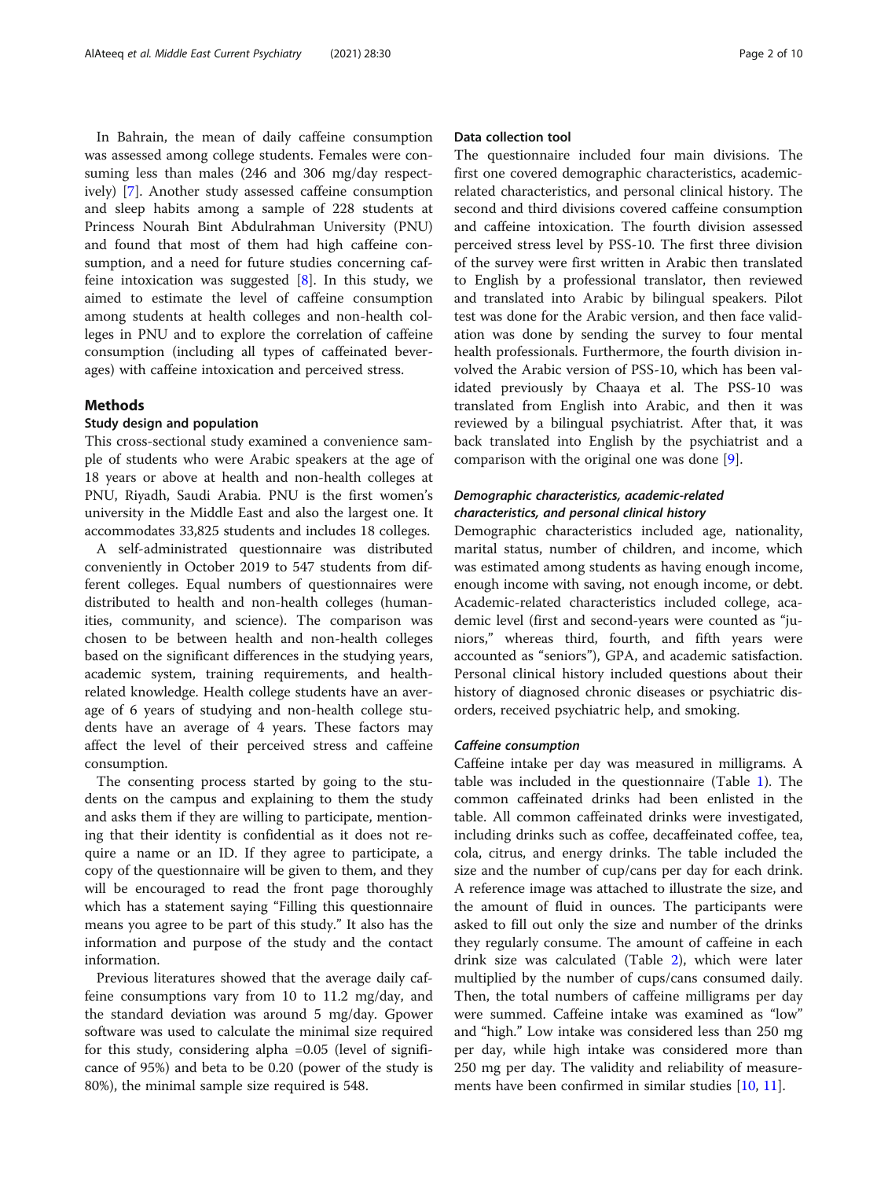In Bahrain, the mean of daily caffeine consumption was assessed among college students. Females were consuming less than males (246 and 306 mg/day respectively) [7]. Another study assessed caffeine consumption and sleep habits among a sample of 228 students at Princess Nourah Bint Abdulrahman University (PNU) and found that most of them had high caffeine consumption, and a need for future studies concerning caffeine intoxication was suggested [8]. In this study, we aimed to estimate the level of caffeine consumption among students at health colleges and non-health colleges in PNU and to explore the correlation of caffeine consumption (including all types of caffeinated beverages) with caffeine intoxication and perceived stress.

## Methods

### Study design and population

This cross-sectional study examined a convenience sample of students who were Arabic speakers at the age of 18 years or above at health and non-health colleges at PNU, Riyadh, Saudi Arabia. PNU is the first women's university in the Middle East and also the largest one. It accommodates 33,825 students and includes 18 colleges.

A self-administrated questionnaire was distributed conveniently in October 2019 to 547 students from different colleges. Equal numbers of questionnaires were distributed to health and non-health colleges (humanities, community, and science). The comparison was chosen to be between health and non-health colleges based on the significant differences in the studying years, academic system, training requirements, and health-related knowledge. Health college students have an average of 6 years of studying and non-health college students have an average of 4 years. These factors may affect the level of their perceived stress and caffeine consumption.

The consenting process started by going to the students on the campus and explaining to them the study and asks them if they are willing to participate, mentioning that their identity is confidential as it does not require a name or an ID. If they agree to participate, a copy of the questionnaire will be given to them, and they will be encouraged to read the front page thoroughly which has a statement saying "Filling this questionnaire means you agree to be part of this study." It also has the information and purpose of the study and the contact information.

Previous literatures showed that the average daily caffeine consumptions vary from 10 to 11.2 mg/day, and the standard deviation was around 5 mg/day. Gpower software was used to calculate the minimal size required for this study, considering alpha =0.05 (level of significance of 95%) and beta to be 0.20 (power of the study is 80%), the minimal sample size required is 548.

### Data collection tool

The questionnaire included four main divisions. The first one covered demographic characteristics, academic-related characteristics, and personal clinical history. The second and third divisions covered caffeine consumption and caffeine intoxication. The fourth division assessed perceived stress level by PSS-10. The first three division of the survey were first written in Arabic then translated to English by a professional translator, then reviewed and translated into Arabic by bilingual speakers. Pilot test was done for the Arabic version, and then face validation was done by sending the survey to four mental health professionals. Furthermore, the fourth division involved the Arabic version of PSS-10, which has been validated previously by Chaaya et al. The PSS-10 was translated from English into Arabic, and then it was reviewed by a bilingual psychiatrist. After that, it was back translated into English by the psychiatrist and a comparison with the original one was done [9].

#### *Demographic characteristics, academic-related characteristics, and personal clinical history*

Demographic characteristics included age, nationality, marital status, number of children, and income, which was estimated among students as having enough income, enough income with saving, not enough income, or debt. Academic-related characteristics included college, academic level (first and second-years were counted as "juniors," whereas third, fourth, and fifth years were accounted as "seniors"), GPA, and academic satisfaction. Personal clinical history included questions about their history of diagnosed chronic diseases or psychiatric disorders, received psychiatric help, and smoking.

#### *Caffeine consumption*

Caffeine intake per day was measured in milligrams. A table was included in the questionnaire (Table 1). The common caffeinated drinks had been enlisted in the table. All common caffeinated drinks were investigated, including drinks such as coffee, decaffeinated coffee, tea, cola, citrus, and energy drinks. The table included the size and the number of cup/cans per day for each drink. A reference image was attached to illustrate the size, and the amount of fluid in ounces. The participants were asked to fill out only the size and number of the drinks they regularly consume. The amount of caffeine in each drink size was calculated (Table 2), which were later multiplied by the number of cups/cans consumed daily. Then, the total numbers of caffeine milligrams per day were summed. Caffeine intake was examined as "low" and "high." Low intake was considered less than 250 mg per day, while high intake was considered more than 250 mg per day. The validity and reliability of measurements have been confirmed in similar studies [10, 11].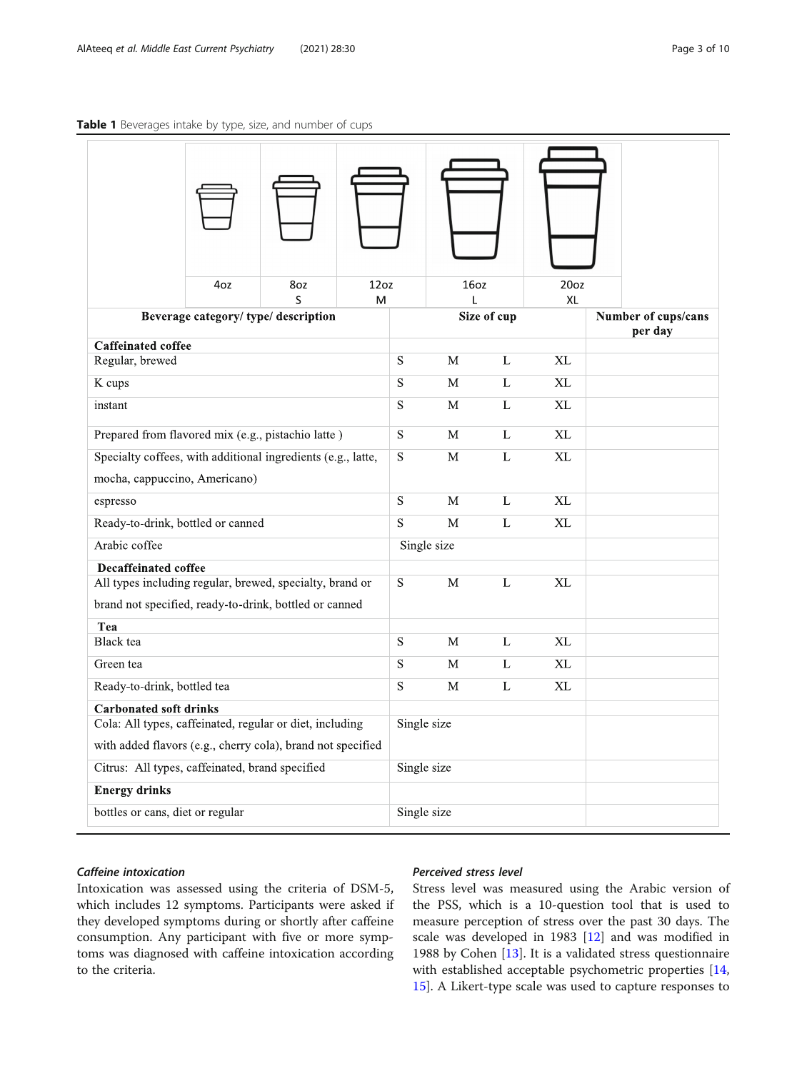**Table 1** Beverages intake by type, size, and number of cups

| | 4oz | 8oz S | 12oz M | 16oz L | 20oz XL | |
|---|---|---|---|---|---|---|
| **Beverage category/ type/ description** | **Size of cup** | | | | | **Number of cups/cans per day** |
| **Caffeinated coffee** | | | | | | |
| Regular, brewed | | S | M | L | XL | |
| K cups | | S | M | L | XL | |
| instant | | S | M | L | XL | |
| Prepared from flavored mix (e.g., pistachio latte ) | | S | M | L | XL | |
| Specialty coffees, with additional ingredients (e.g., latte, mocha, cappuccino, Americano) | | S | M | L | XL | |
| espresso | | S | M | L | XL | |
| Ready-to-drink, bottled or canned | | S | M | L | XL | |
| Arabic coffee | Single size | | | | | |
| **Decaffeinated coffee** | | | | | | |
| All types including regular, brewed, specialty, brand or brand not specified, ready-to-drink, bottled or canned | | S | M | L | XL | |
| **Tea** | | | | | | |
| Black tea | | S | M | L | XL | |
| Green tea | | S | M | L | XL | |
| Ready-to-drink, bottled tea | | S | M | L | XL | |
| **Carbonated soft drinks** | | | | | | |
| Cola: All types, caffeinated, regular or diet, including with added flavors (e.g., cherry cola), brand not specified | Single size | | | | | |
| Citrus: All types, caffeinated, brand specified | Single size | | | | | |
| **Energy drinks** | | | | | | |
| bottles or cans, diet or regular | Single size | | | | | |

### *Caffeine intoxication*

Intoxication was assessed using the criteria of DSM-5, which includes 12 symptoms. Participants were asked if they developed symptoms during or shortly after caffeine consumption. Any participant with five or more symptoms was diagnosed with caffeine intoxication according to the criteria.

### *Perceived stress level*

Stress level was measured using the Arabic version of the PSS, which is a 10-question tool that is used to measure perception of stress over the past 30 days. The scale was developed in 1983 [12] and was modified in 1988 by Cohen [13]. It is a validated stress questionnaire with established acceptable psychometric properties [14, 15]. A Likert-type scale was used to capture responses to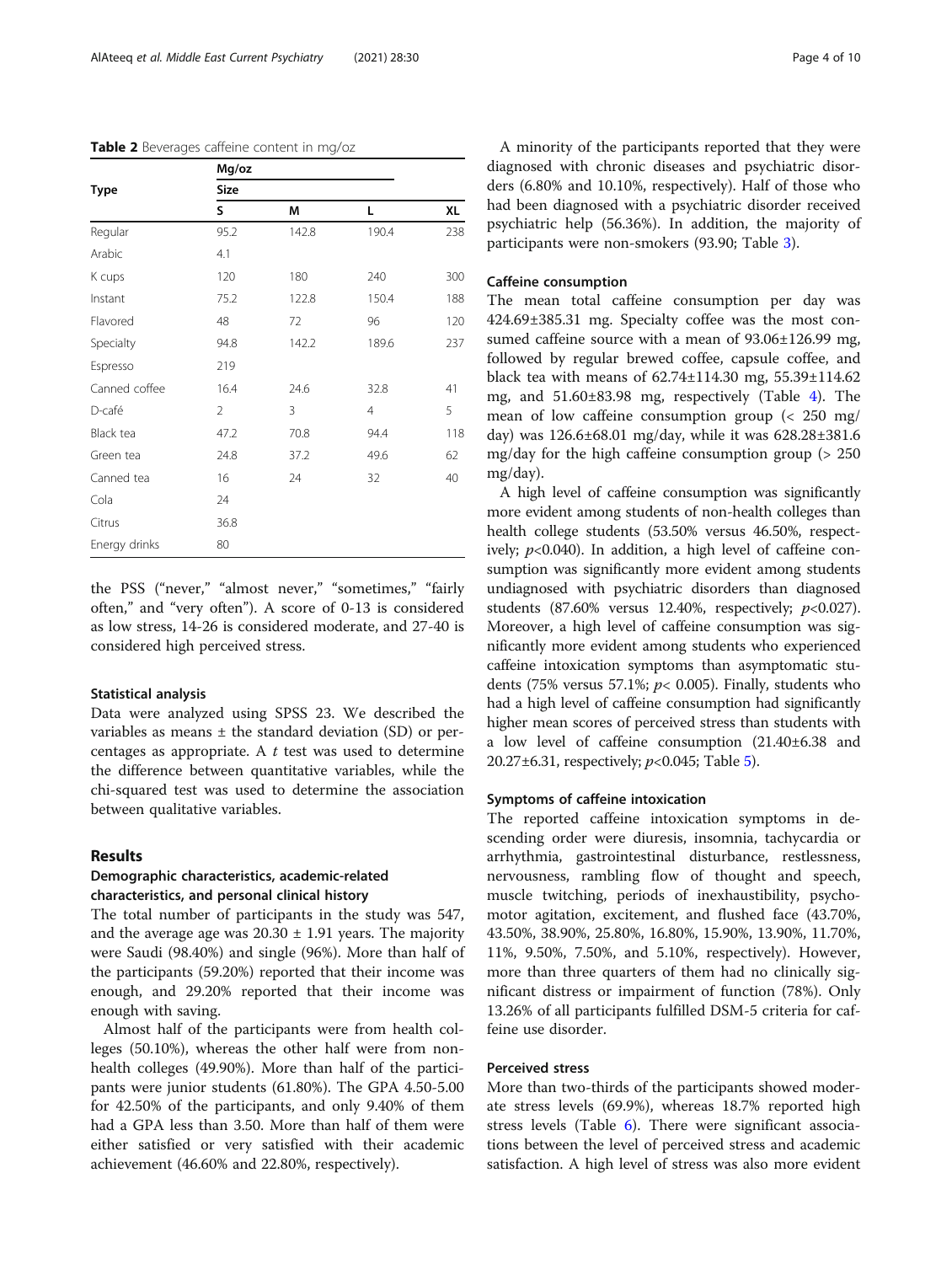**Table 2** Beverages caffeine content in mg/oz

| Type | Mg/oz | | | |
|---|---|---|---|---|
| | Size | | | |
| | S | M | L | XL |
| Regular | 95.2 | 142.8 | 190.4 | 238 |
| Arabic | 4.1 | | | |
| K cups | 120 | 180 | 240 | 300 |
| Instant | 75.2 | 122.8 | 150.4 | 188 |
| Flavored | 48 | 72 | 96 | 120 |
| Specialty | 94.8 | 142.2 | 189.6 | 237 |
| Espresso | 219 | | | |
| Canned coffee | 16.4 | 24.6 | 32.8 | 41 |
| D-café | 2 | 3 | 4 | 5 |
| Black tea | 47.2 | 70.8 | 94.4 | 118 |
| Green tea | 24.8 | 37.2 | 49.6 | 62 |
| Canned tea | 16 | 24 | 32 | 40 |
| Cola | 24 | | | |
| Citrus | 36.8 | | | |
| Energy drinks | 80 | | | |

the PSS ("never," "almost never," "sometimes," "fairly often," and "very often"). A score of 0-13 is considered as low stress, 14-26 is considered moderate, and 27-40 is considered high perceived stress.

### Statistical analysis

Data were analyzed using SPSS 23. We described the variables as means ± the standard deviation (SD) or percentages as appropriate. A *t* test was used to determine the difference between quantitative variables, while the chi-squared test was used to determine the association between qualitative variables.

## Results

### Demographic characteristics, academic-related characteristics, and personal clinical history

The total number of participants in the study was 547, and the average age was 20.30 ± 1.91 years. The majority were Saudi (98.40%) and single (96%). More than half of the participants (59.20%) reported that their income was enough, and 29.20% reported that their income was enough with saving.

Almost half of the participants were from health colleges (50.10%), whereas the other half were from non-health colleges (49.90%). More than half of the participants were junior students (61.80%). The GPA 4.50-5.00 for 42.50% of the participants, and only 9.40% of them had a GPA less than 3.50. More than half of them were either satisfied or very satisfied with their academic achievement (46.60% and 22.80%, respectively).

A minority of the participants reported that they were diagnosed with chronic diseases and psychiatric disorders (6.80% and 10.10%, respectively). Half of those who had been diagnosed with a psychiatric disorder received psychiatric help (56.36%). In addition, the majority of participants were non-smokers (93.90; Table 3).

### Caffeine consumption

The mean total caffeine consumption per day was 424.69±385.31 mg. Specialty coffee was the most consumed caffeine source with a mean of 93.06±126.99 mg, followed by regular brewed coffee, capsule coffee, and black tea with means of 62.74±114.30 mg, 55.39±114.62 mg, and 51.60±83.98 mg, respectively (Table 4). The mean of low caffeine consumption group (< 250 mg/day) was 126.6±68.01 mg/day, while it was 628.28±381.6 mg/day for the high caffeine consumption group (> 250 mg/day).

A high level of caffeine consumption was significantly more evident among students of non-health colleges than health college students (53.50% versus 46.50%, respectively; $p<0.040$). In addition, a high level of caffeine consumption was significantly more evident among students undiagnosed with psychiatric disorders than diagnosed students (87.60% versus 12.40%, respectively; $p<0.027$). Moreover, a high level of caffeine consumption was significantly more evident among students who experienced caffeine intoxication symptoms than asymptomatic students (75% versus 57.1%; $p< 0.005$). Finally, students who had a high level of caffeine consumption had significantly higher mean scores of perceived stress than students with a low level of caffeine consumption (21.40±6.38 and 20.27±6.31, respectively; $p<0.045$; Table 5).

### Symptoms of caffeine intoxication

The reported caffeine intoxication symptoms in descending order were diuresis, insomnia, tachycardia or arrhythmia, gastrointestinal disturbance, restlessness, nervousness, rambling flow of thought and speech, muscle twitching, periods of inexhaustibility, psychomotor agitation, excitement, and flushed face (43.70%, 43.50%, 38.90%, 25.80%, 16.80%, 15.90%, 13.90%, 11.70%, 11%, 9.50%, 7.50%, and 5.10%, respectively). However, more than three quarters of them had no clinically significant distress or impairment of function (78%). Only 13.26% of all participants fulfilled DSM-5 criteria for caffeine use disorder.

### Perceived stress

More than two-thirds of the participants showed moderate stress levels (69.9%), whereas 18.7% reported high stress levels (Table 6). There were significant associations between the level of perceived stress and academic satisfaction. A high level of stress was also more evident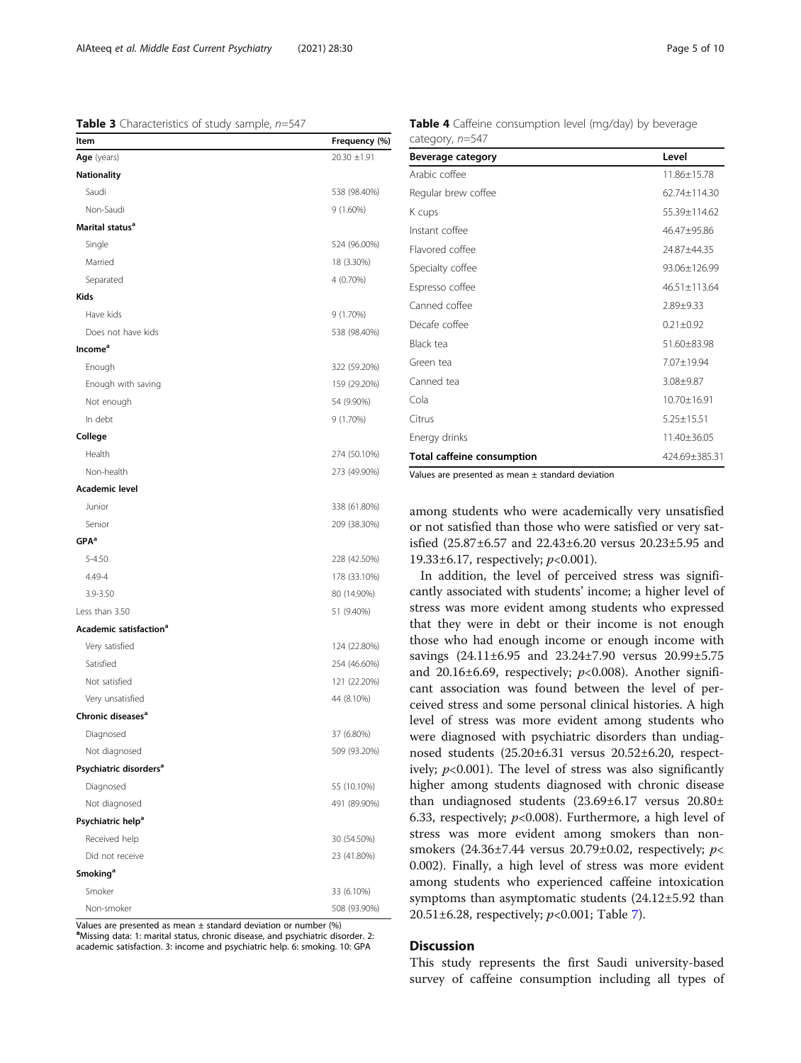**Table 3** Characteristics of study sample, $n$=547

| Item | Frequency (%) |
|---|---|
| **Age** (years) | 20.30 ±1.91 |
| **Nationality** | |
| Saudi | 538 (98.40%) |
| Non-Saudi | 9 (1.60%) |
| **Marital status**[a] | |
| Single | 524 (96.00%) |
| Married | 18 (3.30%) |
| Separated | 4 (0.70%) |
| **Kids** | |
| Have kids | 9 (1.70%) |
| Does not have kids | 538 (98.40%) |
| **Income**[a] | |
| Enough | 322 (59.20%) |
| Enough with saving | 159 (29.20%) |
| Not enough | 54 (9.90%) |
| In debt | 9 (1.70%) |
| **College** | |
| Health | 274 (50.10%) |
| Non-health | 273 (49.90%) |
| **Academic level** | |
| Junior | 338 (61.80%) |
| Senior | 209 (38.30%) |
| **GPA**[a] | |
| 5-4.50 | 228 (42.50%) |
| 4.49-4 | 178 (33.10%) |
| 3.9-3.50 | 80 (14.90%) |
| Less than 3.50 | 51 (9.40%) |
| **Academic satisfaction**[a] | |
| Very satisfied | 124 (22.80%) |
| Satisfied | 254 (46.60%) |
| Not satisfied | 121 (22.20%) |
| Very unsatisfied | 44 (8.10%) |
| **Chronic diseases**[a] | |
| Diagnosed | 37 (6.80%) |
| Not diagnosed | 509 (93.20%) |
| **Psychiatric disorders**[a] | |
| Diagnosed | 55 (10.10%) |
| Not diagnosed | 491 (89.90%) |
| **Psychiatric help**[a] | |
| Received help | 30 (54.50%) |
| Did not receive | 23 (41.80%) |
| **Smoking**[a] | |
| Smoker | 33 (6.10%) |
| Non-smoker | 508 (93.90%) |

Values are presented as mean ± standard deviation or number (%)
[a]Missing data: 1: marital status, chronic disease, and psychiatric disorder. 2: academic satisfaction. 3: income and psychiatric help. 6: smoking. 10: GPA

**Table 4** Caffeine consumption level (mg/day) by beverage category, $n$=547

| Beverage category | Level |
|---|---|
| Arabic coffee | 11.86±15.78 |
| Regular brew coffee | 62.74±114.30 |
| K cups | 55.39±114.62 |
| Instant coffee | 46.47±95.86 |
| Flavored coffee | 24.87±44.35 |
| Specialty coffee | 93.06±126.99 |
| Espresso coffee | 46.51±113.64 |
| Canned coffee | 2.89±9.33 |
| Decafe coffee | 0.21±0.92 |
| Black tea | 51.60±83.98 |
| Green tea | 7.07±19.94 |
| Canned tea | 3.08±9.87 |
| Cola | 10.70±16.91 |
| Citrus | 5.25±15.51 |
| Energy drinks | 11.40±36.05 |
| **Total caffeine consumption** | 424.69±385.31 |

Values are presented as mean ± standard deviation

among students who were academically very unsatisfied or not satisfied than those who were satisfied or very satisfied (25.87±6.57 and 22.43±6.20 versus 20.23±5.95 and 19.33±6.17, respectively; $p$<0.001).

In addition, the level of perceived stress was significantly associated with students' income; a higher level of stress was more evident among students who expressed that they were in debt or their income is not enough those who had enough income or enough income with savings (24.11±6.95 and 23.24±7.90 versus 20.99±5.75 and 20.16±6.69, respectively; $p$<0.008). Another significant association was found between the level of perceived stress and some personal clinical histories. A high level of stress was more evident among students who were diagnosed with psychiatric disorders than undiagnosed students (25.20±6.31 versus 20.52±6.20, respectively; $p$<0.001). The level of stress was also significantly higher among students diagnosed with chronic disease than undiagnosed students (23.69±6.17 versus 20.80±6.33, respectively; $p$<0.008). Furthermore, a high level of stress was more evident among smokers than non-smokers (24.36±7.44 versus 20.79±0.02, respectively; $p$< 0.002). Finally, a high level of stress was more evident among students who experienced caffeine intoxication symptoms than asymptomatic students (24.12±5.92 than 20.51±6.28, respectively; $p$<0.001; Table 7).

## Discussion

This study represents the first Saudi university-based survey of caffeine consumption including all types of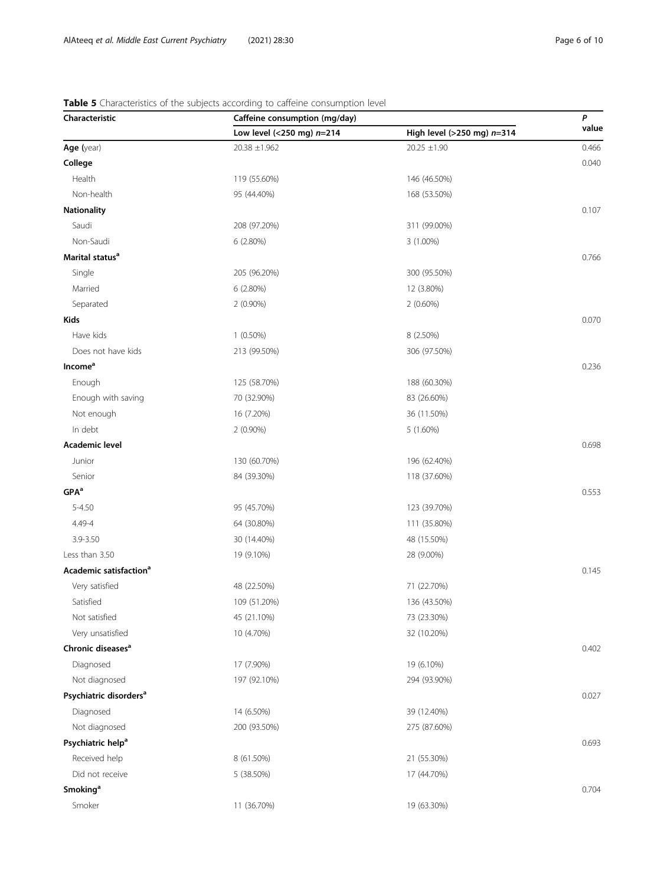**Table 5** Characteristics of the subjects according to caffeine consumption level

| Characteristic | Caffeine consumption (mg/day) | | P value |
|---|---|---|---|
| | Low level (<250 mg) *n*=214 | High level (>250 mg) *n*=314 | |
| **Age** (year) | 20.38 ±1.962 | 20.25 ±1.90 | 0.466 |
| **College** | | | 0.040 |
| Health | 119 (55.60%) | 146 (46.50%) | |
| Non-health | 95 (44.40%) | 168 (53.50%) | |
| **Nationality** | | | 0.107 |
| Saudi | 208 (97.20%) | 311 (99.00%) | |
| Non-Saudi | 6 (2.80%) | 3 (1.00%) | |
| **Marital status**[a] | | | 0.766 |
| Single | 205 (96.20%) | 300 (95.50%) | |
| Married | 6 (2.80%) | 12 (3.80%) | |
| Separated | 2 (0.90%) | 2 (0.60%) | |
| **Kids** | | | 0.070 |
| Have kids | 1 (0.50%) | 8 (2.50%) | |
| Does not have kids | 213 (99.50%) | 306 (97.50%) | |
| **Income**[a] | | | 0.236 |
| Enough | 125 (58.70%) | 188 (60.30%) | |
| Enough with saving | 70 (32.90%) | 83 (26.60%) | |
| Not enough | 16 (7.20%) | 36 (11.50%) | |
| In debt | 2 (0.90%) | 5 (1.60%) | |
| **Academic level** | | | 0.698 |
| Junior | 130 (60.70%) | 196 (62.40%) | |
| Senior | 84 (39.30%) | 118 (37.60%) | |
| **GPA**[a] | | | 0.553 |
| 5-4.50 | 95 (45.70%) | 123 (39.70%) | |
| 4.49-4 | 64 (30.80%) | 111 (35.80%) | |
| 3.9-3.50 | 30 (14.40%) | 48 (15.50%) | |
| Less than 3.50 | 19 (9.10%) | 28 (9.00%) | |
| **Academic satisfaction**[a] | | | 0.145 |
| Very satisfied | 48 (22.50%) | 71 (22.70%) | |
| Satisfied | 109 (51.20%) | 136 (43.50%) | |
| Not satisfied | 45 (21.10%) | 73 (23.30%) | |
| Very unsatisfied | 10 (4.70%) | 32 (10.20%) | |
| **Chronic diseases**[a] | | | 0.402 |
| Diagnosed | 17 (7.90%) | 19 (6.10%) | |
| Not diagnosed | 197 (92.10%) | 294 (93.90%) | |
| **Psychiatric disorders**[a] | | | 0.027 |
| Diagnosed | 14 (6.50%) | 39 (12.40%) | |
| Not diagnosed | 200 (93.50%) | 275 (87.60%) | |
| **Psychiatric help**[a] | | | 0.693 |
| Received help | 8 (61.50%) | 21 (55.30%) | |
| Did not receive | 5 (38.50%) | 17 (44.70%) | |
| **Smoking**[a] | | | 0.704 |
| Smoker | 11 (36.70%) | 19 (63.30%) | |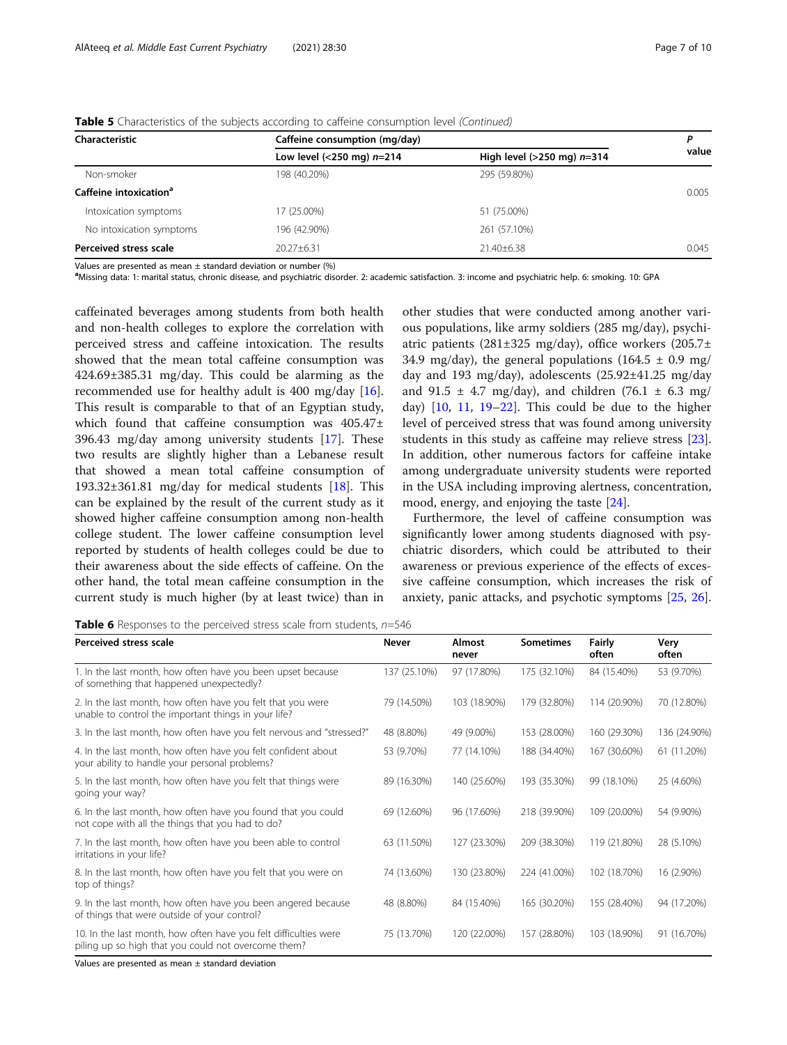**Table 5** Characteristics of the subjects according to caffeine consumption level *(Continued)*

| Characteristic | Caffeine consumption (mg/day) | | P value |
|---|---|---|---|
| | Low level (<250 mg) *n*=214 | High level (>250 mg) *n*=314 | |
| Non-smoker | 198 (40.20%) | 295 (59.80%) | |
| **Caffeine intoxication[a]** | | | 0.005 |
| Intoxication symptoms | 17 (25.00%) | 51 (75.00%) | |
| No intoxication symptoms | 196 (42.90%) | 261 (57.10%) | |
| **Perceived stress scale** | 20.27±6.31 | 21.40±6.38 | 0.045 |

Values are presented as mean ± standard deviation or number (%)

[a]Missing data: 1: marital status, chronic disease, and psychiatric disorder. 2: academic satisfaction. 3: income and psychiatric help. 6: smoking. 10: GPA

caffeinated beverages among students from both health and non-health colleges to explore the correlation with perceived stress and caffeine intoxication. The results showed that the mean total caffeine consumption was 424.69±385.31 mg/day. This could be alarming as the recommended use for healthy adult is 400 mg/day [16]. This result is comparable to that of an Egyptian study, which found that caffeine consumption was 405.47± 396.43 mg/day among university students [17]. These two results are slightly higher than a Lebanese result that showed a mean total caffeine consumption of 193.32±361.81 mg/day for medical students [18]. This can be explained by the result of the current study as it showed higher caffeine consumption among non-health college student. The lower caffeine consumption level reported by students of health colleges could be due to their awareness about the side effects of caffeine. On the other hand, the total mean caffeine consumption in the current study is much higher (by at least twice) than in other studies that were conducted among another various populations, like army soldiers (285 mg/day), psychiatric patients (281±325 mg/day), office workers (205.7± 34.9 mg/day), the general populations (164.5 ± 0.9 mg/day and 193 mg/day), adolescents (25.92±41.25 mg/day and 91.5 ± 4.7 mg/day), and children (76.1 ± 6.3 mg/day) [10, 11, 19–22]. This could be due to the higher level of perceived stress that was found among university students in this study as caffeine may relieve stress [23]. In addition, other numerous factors for caffeine intake among undergraduate university students were reported in the USA including improving alertness, concentration, mood, energy, and enjoying the taste [24].

Furthermore, the level of caffeine consumption was significantly lower among students diagnosed with psychiatric disorders, which could be attributed to their awareness or previous experience of the effects of excessive caffeine consumption, which increases the risk of anxiety, panic attacks, and psychotic symptoms [25, 26].

**Table 6** Responses to the perceived stress scale from students, *n*=546

| Perceived stress scale | Never | Almost never | Sometimes | Fairly often | Very often |
|---|---|---|---|---|---|
| 1. In the last month, how often have you been upset because of something that happened unexpectedly? | 137 (25.10%) | 97 (17.80%) | 175 (32.10%) | 84 (15.40%) | 53 (9.70%) |
| 2. In the last month, how often have you felt that you were unable to control the important things in your life? | 79 (14.50%) | 103 (18.90%) | 179 (32.80%) | 114 (20.90%) | 70 (12.80%) |
| 3. In the last month, how often have you felt nervous and "stressed?" | 48 (8.80%) | 49 (9.00%) | 153 (28.00%) | 160 (29.30%) | 136 (24.90%) |
| 4. In the last month, how often have you felt confident about your ability to handle your personal problems? | 53 (9.70%) | 77 (14.10%) | 188 (34.40%) | 167 (30.60%) | 61 (11.20%) |
| 5. In the last month, how often have you felt that things were going your way? | 89 (16.30%) | 140 (25.60%) | 193 (35.30%) | 99 (18.10%) | 25 (4.60%) |
| 6. In the last month, how often have you found that you could not cope with all the things that you had to do? | 69 (12.60%) | 96 (17.60%) | 218 (39.90%) | 109 (20.00%) | 54 (9.90%) |
| 7. In the last month, how often have you been able to control irritations in your life? | 63 (11.50%) | 127 (23.30%) | 209 (38.30%) | 119 (21.80%) | 28 (5.10%) |
| 8. In the last month, how often have you felt that you were on top of things? | 74 (13.60%) | 130 (23.80%) | 224 (41.00%) | 102 (18.70%) | 16 (2.90%) |
| 9. In the last month, how often have you been angered because of things that were outside of your control? | 48 (8.80%) | 84 (15.40%) | 165 (30.20%) | 155 (28.40%) | 94 (17.20%) |
| 10. In the last month, how often have you felt difficulties were piling up so high that you could not overcome them? | 75 (13.70%) | 120 (22.00%) | 157 (28.80%) | 103 (18.90%) | 91 (16.70%) |

Values are presented as mean ± standard deviation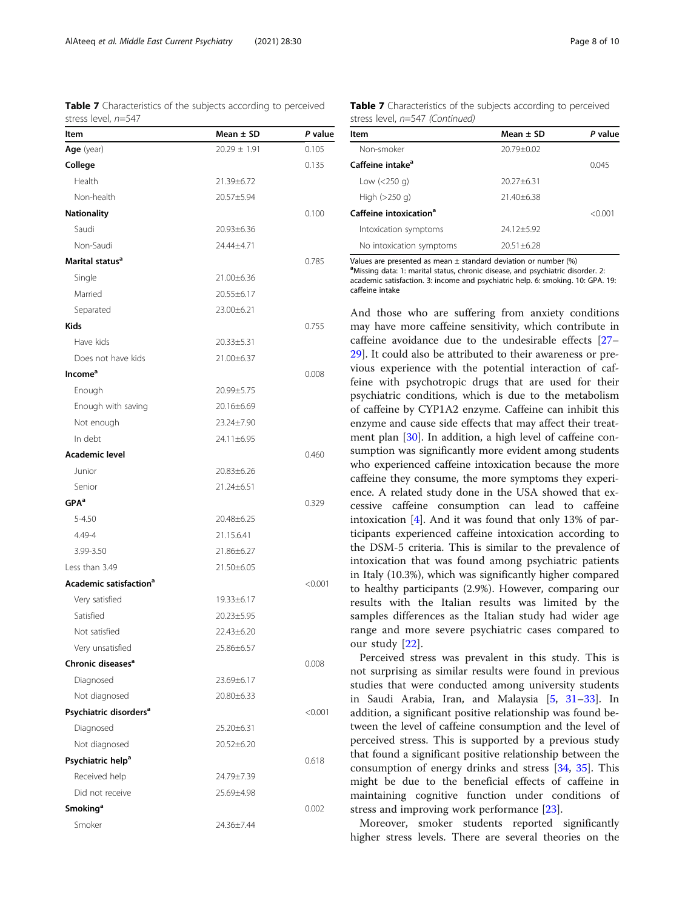**Table 7** Characteristics of the subjects according to perceived stress level, *n*=547

| Item | Mean ± SD | *P* value |
|---|---|---|
| **Age** (year) | 20.29 ± 1.91 | 0.105 |
| **College** | | 0.135 |
| Health | 21.39±6.72 | |
| Non-health | 20.57±5.94 | |
| **Nationality** | | 0.100 |
| Saudi | 20.93±6.36 | |
| Non-Saudi | 24.44±4.71 | |
| **Marital status**[a] | | 0.785 |
| Single | 21.00±6.36 | |
| Married | 20.55±6.17 | |
| Separated | 23.00±6.21 | |
| **Kids** | | 0.755 |
| Have kids | 20.33±5.31 | |
| Does not have kids | 21.00±6.37 | |
| **Income**[a] | | 0.008 |
| Enough | 20.99±5.75 | |
| Enough with saving | 20.16±6.69 | |
| Not enough | 23.24±7.90 | |
| In debt | 24.11±6.95 | |
| **Academic level** | | 0.460 |
| Junior | 20.83±6.26 | |
| Senior | 21.24±6.51 | |
| **GPA**[a] | | 0.329 |
| 5-4.50 | 20.48±6.25 | |
| 4.49-4 | 21.15.6.41 | |
| 3.99-3.50 | 21.86±6.27 | |
| Less than 3.49 | 21.50±6.05 | |
| **Academic satisfaction**[a] | | <0.001 |
| Very satisfied | 19.33±6.17 | |
| Satisfied | 20.23±5.95 | |
| Not satisfied | 22.43±6.20 | |
| Very unsatisfied | 25.86±6.57 | |
| **Chronic diseases**[a] | | 0.008 |
| Diagnosed | 23.69±6.17 | |
| Not diagnosed | 20.80±6.33 | |
| **Psychiatric disorders**[a] | | <0.001 |
| Diagnosed | 25.20±6.31 | |
| Not diagnosed | 20.52±6.20 | |
| **Psychiatric help**[a] | | 0.618 |
| Received help | 24.79±7.39 | |
| Did not receive | 25.69±4.98 | |
| **Smoking**[a] | | 0.002 |
| Smoker | 24.36±7.44 | |
| Non-smoker | 20.79±0.02 | |
| **Caffeine intake**[a] | | 0.045 |
| Low (<250 g) | 20.27±6.31 | |
| High (>250 g) | 21.40±6.38 | |
| **Caffeine intoxication**[a] | | <0.001 |
| Intoxication symptoms | 24.12±5.92 | |
| No intoxication symptoms | 20.51±6.28 | |

Values are presented as mean ± standard deviation or number (%)
[a]Missing data: 1: marital status, chronic disease, and psychiatric disorder. 2: academic satisfaction. 3: income and psychiatric help. 6: smoking. 10: GPA. 19: caffeine intake

And those who are suffering from anxiety conditions may have more caffeine sensitivity, which contribute in caffeine avoidance due to the undesirable effects [27–29]. It could also be attributed to their awareness or previous experience with the potential interaction of caffeine with psychotropic drugs that are used for their psychiatric conditions, which is due to the metabolism of caffeine by CYP1A2 enzyme. Caffeine can inhibit this enzyme and cause side effects that may affect their treatment plan [30]. In addition, a high level of caffeine consumption was significantly more evident among students who experienced caffeine intoxication because the more caffeine they consume, the more symptoms they experience. A related study done in the USA showed that excessive caffeine consumption can lead to caffeine intoxication [4]. And it was found that only 13% of participants experienced caffeine intoxication according to the DSM-5 criteria. This is similar to the prevalence of intoxication that was found among psychiatric patients in Italy (10.3%), which was significantly higher compared to healthy participants (2.9%). However, comparing our results with the Italian results was limited by the samples differences as the Italian study had wider age range and more severe psychiatric cases compared to our study [22].

Perceived stress was prevalent in this study. This is not surprising as similar results were found in previous studies that were conducted among university students in Saudi Arabia, Iran, and Malaysia [5, 31–33]. In addition, a significant positive relationship was found between the level of caffeine consumption and the level of perceived stress. This is supported by a previous study that found a significant positive relationship between the consumption of energy drinks and stress [34, 35]. This might be due to the beneficial effects of caffeine in maintaining cognitive function under conditions of stress and improving work performance [23].

Moreover, smoker students reported significantly higher stress levels. There are several theories on the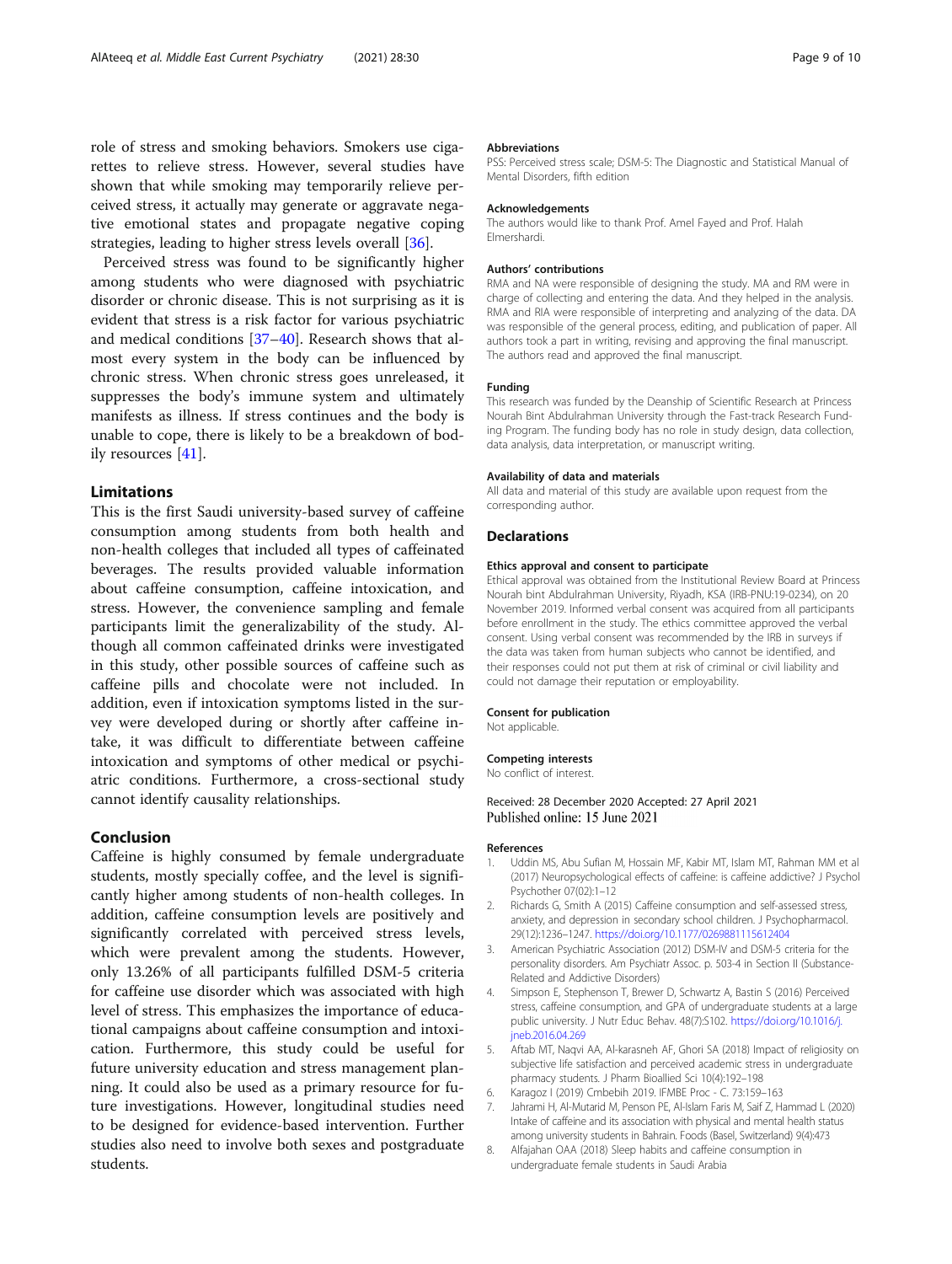role of stress and smoking behaviors. Smokers use cigarettes to relieve stress. However, several studies have shown that while smoking may temporarily relieve perceived stress, it actually may generate or aggravate negative emotional states and propagate negative coping strategies, leading to higher stress levels overall [36].

Perceived stress was found to be significantly higher among students who were diagnosed with psychiatric disorder or chronic disease. This is not surprising as it is evident that stress is a risk factor for various psychiatric and medical conditions [37–40]. Research shows that almost every system in the body can be influenced by chronic stress. When chronic stress goes unreleased, it suppresses the body's immune system and ultimately manifests as illness. If stress continues and the body is unable to cope, there is likely to be a breakdown of bodily resources [41].

## Limitations

This is the first Saudi university-based survey of caffeine consumption among students from both health and non-health colleges that included all types of caffeinated beverages. The results provided valuable information about caffeine consumption, caffeine intoxication, and stress. However, the convenience sampling and female participants limit the generalizability of the study. Although all common caffeinated drinks were investigated in this study, other possible sources of caffeine such as caffeine pills and chocolate were not included. In addition, even if intoxication symptoms listed in the survey were developed during or shortly after caffeine intake, it was difficult to differentiate between caffeine intoxication and symptoms of other medical or psychiatric conditions. Furthermore, a cross-sectional study cannot identify causality relationships.

## Conclusion

Caffeine is highly consumed by female undergraduate students, mostly specially coffee, and the level is significantly higher among students of non-health colleges. In addition, caffeine consumption levels are positively and significantly correlated with perceived stress levels, which were prevalent among the students. However, only 13.26% of all participants fulfilled DSM-5 criteria for caffeine use disorder which was associated with high level of stress. This emphasizes the importance of educational campaigns about caffeine consumption and intoxication. Furthermore, this study could be useful for future university education and stress management planning. It could also be used as a primary resource for future investigations. However, longitudinal studies need to be designed for evidence-based intervention. Further studies also need to involve both sexes and postgraduate students.

#### Abbreviations

PSS: Perceived stress scale; DSM-5: The Diagnostic and Statistical Manual of Mental Disorders, fifth edition

#### Acknowledgements

The authors would like to thank Prof. Amel Fayed and Prof. Halah Elmershardi.

#### Authors' contributions

RMA and NA were responsible of designing the study. MA and RM were in charge of collecting and entering the data. And they helped in the analysis. RMA and RIA were responsible of interpreting and analyzing of the data. DA was responsible of the general process, editing, and publication of paper. All authors took a part in writing, revising and approving the final manuscript. The authors read and approved the final manuscript.

#### Funding

This research was funded by the Deanship of Scientific Research at Princess Nourah Bint Abdulrahman University through the Fast-track Research Funding Program. The funding body has no role in study design, data collection, data analysis, data interpretation, or manuscript writing.

#### Availability of data and materials

All data and material of this study are available upon request from the corresponding author.

## Declarations

#### Ethics approval and consent to participate

Ethical approval was obtained from the Institutional Review Board at Princess Nourah bint Abdulrahman University, Riyadh, KSA (IRB-PNU:19-0234), on 20 November 2019. Informed verbal consent was acquired from all participants before enrollment in the study. The ethics committee approved the verbal consent. Using verbal consent was recommended by the IRB in surveys if the data was taken from human subjects who cannot be identified, and their responses could not put them at risk of criminal or civil liability and could not damage their reputation or employability.

#### Consent for publication

Not applicable.

#### Competing interests

No conflict of interest.

Received: 28 December 2020 Accepted: 27 April 2021
Published online: 15 June 2021

#### References

1. Uddin MS, Abu Sufian M, Hossain MF, Kabir MT, Islam MT, Rahman MM et al (2017) Neuropsychological effects of caffeine: is caffeine addictive? J Psychol Psychother 07(02):1–12
2. Richards G, Smith A (2015) Caffeine consumption and self-assessed stress, anxiety, and depression in secondary school children. J Psychopharmacol. 29(12):1236–1247. https://doi.org/10.1177/0269881115612404
3. American Psychiatric Association (2012) DSM-IV and DSM-5 criteria for the personality disorders. Am Psychiatr Assoc. p. 503-4 in Section II (Substance-Related and Addictive Disorders)
4. Simpson E, Stephenson T, Brewer D, Schwartz A, Bastin S (2016) Perceived stress, caffeine consumption, and GPA of undergraduate students at a large public university. J Nutr Educ Behav. 48(7):S102. https://doi.org/10.1016/j.jneb.2016.04.269
5. Aftab MT, Naqvi AA, Al-karasneh AF, Ghori SA (2018) Impact of religiosity on subjective life satisfaction and perceived academic stress in undergraduate pharmacy students. J Pharm Bioallied Sci 10(4):192–198
6. Karagoz I (2019) Cmbebih 2019. IFMBE Proc - C. 73:159–163
7. Jahrami H, Al-Mutarid M, Penson PE, Al-Islam Faris M, Saif Z, Hammad L (2020) Intake of caffeine and its association with physical and mental health status among university students in Bahrain. Foods (Basel, Switzerland) 9(4):473
8. Alfajahan OAA (2018) Sleep habits and caffeine consumption in undergraduate female students in Saudi Arabia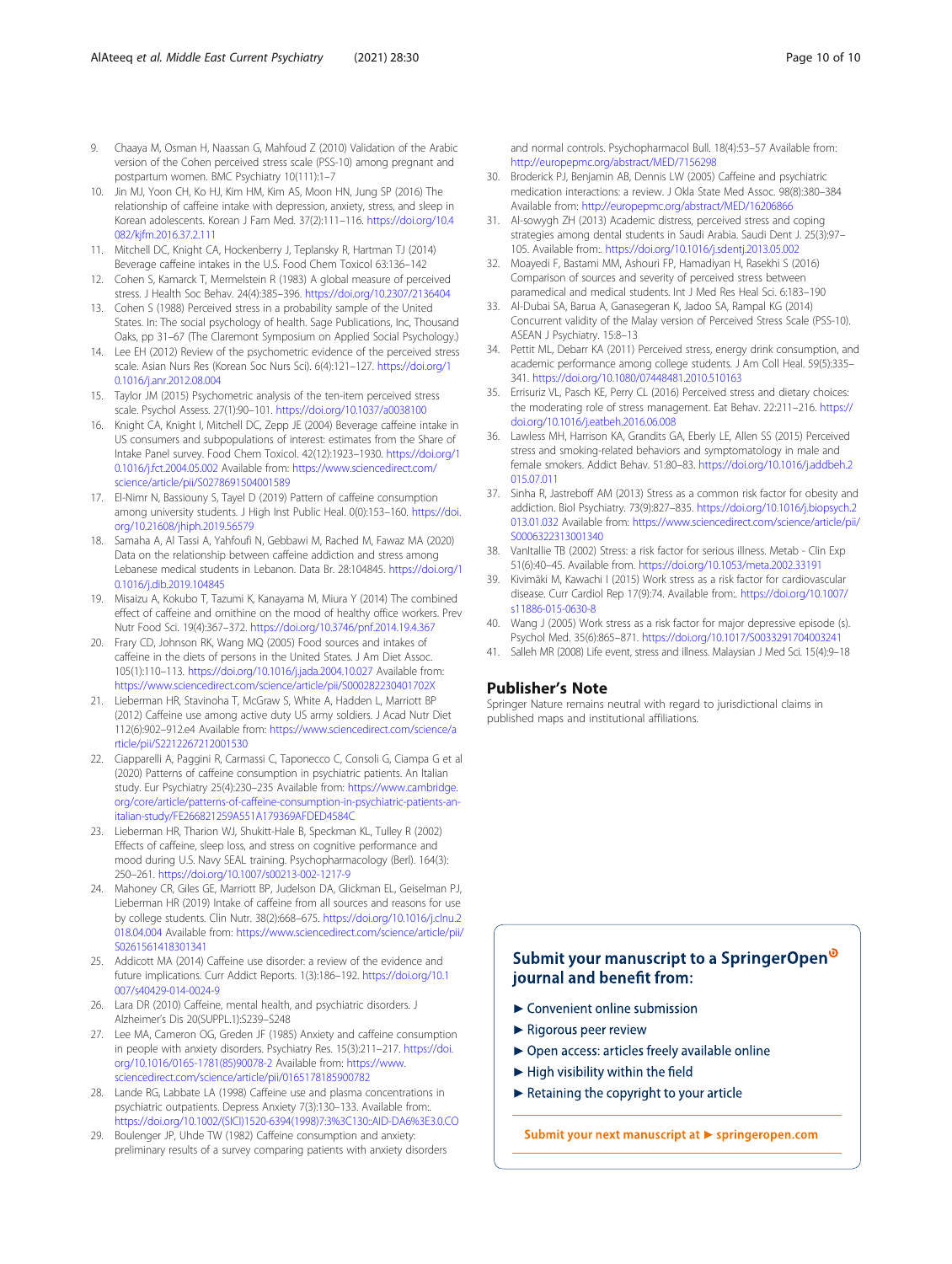9. Chaaya M, Osman H, Naassan G, Mahfoud Z (2010) Validation of the Arabic version of the Cohen perceived stress scale (PSS-10) among pregnant and postpartum women. BMC Psychiatry 10(111):1–7
10. Jin MJ, Yoon CH, Ko HJ, Kim HM, Kim AS, Moon HN, Jung SP (2016) The relationship of caffeine intake with depression, anxiety, stress, and sleep in Korean adolescents. Korean J Fam Med. 37(2):111–116. https://doi.org/10.4082/kjfm.2016.37.2.111
11. Mitchell DC, Knight CA, Hockenberry J, Teplansky R, Hartman TJ (2014) Beverage caffeine intakes in the U.S. Food Chem Toxicol 63:136–142
12. Cohen S, Kamarck T, Mermelstein R (1983) A global measure of perceived stress. J Health Soc Behav. 24(4):385–396. https://doi.org/10.2307/2136404
13. Cohen S (1988) Perceived stress in a probability sample of the United States. In: The social psychology of health. Sage Publications, Inc, Thousand Oaks, pp 31–67 (The Claremont Symposium on Applied Social Psychology.)
14. Lee EH (2012) Review of the psychometric evidence of the perceived stress scale. Asian Nurs Res (Korean Soc Nurs Sci). 6(4):121–127. https://doi.org/10.1016/j.anr.2012.08.004
15. Taylor JM (2015) Psychometric analysis of the ten-item perceived stress scale. Psychol Assess. 27(1):90–101. https://doi.org/10.1037/a0038100
16. Knight CA, Knight I, Mitchell DC, Zepp JE (2004) Beverage caffeine intake in US consumers and subpopulations of interest: estimates from the Share of Intake Panel survey. Food Chem Toxicol. 42(12):1923–1930. https://doi.org/10.1016/j.fct.2004.05.002 Available from: https://www.sciencedirect.com/science/article/pii/S0278691504001589
17. El-Nimr N, Bassiouny S, Tayel D (2019) Pattern of caffeine consumption among university students. J High Inst Public Heal. 0(0):153–160. https://doi.org/10.21608/jhiph.2019.56579
18. Samaha A, Al Tassi A, Yahfoufi N, Gebbawi M, Rached M, Fawaz MA (2020) Data on the relationship between caffeine addiction and stress among Lebanese medical students in Lebanon. Data Br. 28:104845. https://doi.org/10.1016/j.dib.2019.104845
19. Misaizu A, Kokubo T, Tazumi K, Kanayama M, Miura Y (2014) The combined effect of caffeine and ornithine on the mood of healthy office workers. Prev Nutr Food Sci. 19(4):367–372. https://doi.org/10.3746/pnf.2014.19.4.367
20. Frary CD, Johnson RK, Wang MQ (2005) Food sources and intakes of caffeine in the diets of persons in the United States. J Am Diet Assoc. 105(1):110–113. https://doi.org/10.1016/j.jada.2004.10.027 Available from: https://www.sciencedirect.com/science/article/pii/S000282230401702X
21. Lieberman HR, Stavinoha T, McGraw S, White A, Hadden L, Marriott BP (2012) Caffeine use among active duty US army soldiers. J Acad Nutr Diet 112(6):902–912.e4 Available from: https://www.sciencedirect.com/science/article/pii/S2212267212001530
22. Ciapparelli A, Paggini R, Carmassi C, Taponecco C, Consoli G, Ciampa G et al (2020) Patterns of caffeine consumption in psychiatric patients. An Italian study. Eur Psychiatry 25(4):230–235 Available from: https://www.cambridge.org/core/article/patterns-of-caffeine-consumption-in-psychiatric-patients-an-italian-study/FE266821259A551A179369AFDED4584C
23. Lieberman HR, Tharion WJ, Shukitt-Hale B, Speckman KL, Tulley R (2002) Effects of caffeine, sleep loss, and stress on cognitive performance and mood during U.S. Navy SEAL training. Psychopharmacology (Berl). 164(3): 250–261. https://doi.org/10.1007/s00213-002-1217-9
24. Mahoney CR, Giles GE, Marriott BP, Judelson DA, Glickman EL, Geiselman PJ, Lieberman HR (2019) Intake of caffeine from all sources and reasons for use by college students. Clin Nutr. 38(2):668–675. https://doi.org/10.1016/j.clnu.2018.04.004 Available from: https://www.sciencedirect.com/science/article/pii/S0261561418301341
25. Addicott MA (2014) Caffeine use disorder: a review of the evidence and future implications. Curr Addict Reports. 1(3):186–192. https://doi.org/10.1007/s40429-014-0024-9
26. Lara DR (2010) Caffeine, mental health, and psychiatric disorders. J Alzheimer's Dis 20(SUPPL.1):S239–S248
27. Lee MA, Cameron OG, Greden JF (1985) Anxiety and caffeine consumption in people with anxiety disorders. Psychiatry Res. 15(3):211–217. https://doi.org/10.1016/0165-1781(85)90078-2 Available from: https://www.sciencedirect.com/science/article/pii/0165178185900782
28. Lande RG, Labbate LA (1998) Caffeine use and plasma concentrations in psychiatric outpatients. Depress Anxiety 7(3):130–133. Available from:. https://doi.org/10.1002/(SICI)1520-6394(1998)7:3%3C130::AID-DA6%3E3.0.CO
29. Boulenger JP, Uhde TW (1982) Caffeine consumption and anxiety: preliminary results of a survey comparing patients with anxiety disorders and normal controls. Psychopharmacol Bull. 18(4):53–57 Available from: http://europepmc.org/abstract/MED/7156298
30. Broderick PJ, Benjamin AB, Dennis LW (2005) Caffeine and psychiatric medication interactions: a review. J Okla State Med Assoc. 98(8):380–384 Available from: http://europepmc.org/abstract/MED/16206866
31. Al-sowygh ZH (2013) Academic distress, perceived stress and coping strategies among dental students in Saudi Arabia. Saudi Dent J. 25(3):97–105. Available from:. https://doi.org/10.1016/j.sdentj.2013.05.002
32. Moayedi F, Bastami MM, Ashouri FP, Hamadiyan H, Rasekhi S (2016) Comparison of sources and severity of perceived stress between paramedical and medical students. Int J Med Res Heal Sci. 6:183–190
33. Al-Dubai SA, Barua A, Ganasegeran K, Jadoo SA, Rampal KG (2014) Concurrent validity of the Malay version of Perceived Stress Scale (PSS-10). ASEAN J Psychiatry. 15:8–13
34. Pettit ML, Debarr KA (2011) Perceived stress, energy drink consumption, and academic performance among college students. J Am Coll Heal. 59(5):335–341. https://doi.org/10.1080/07448481.2010.510163
35. Errisuriz VL, Pasch KE, Perry CL (2016) Perceived stress and dietary choices: the moderating role of stress management. Eat Behav. 22:211–216. https://doi.org/10.1016/j.eatbeh.2016.06.008
36. Lawless MH, Harrison KA, Grandits GA, Eberly LE, Allen SS (2015) Perceived stress and smoking-related behaviors and symptomatology in male and female smokers. Addict Behav. 51:80–83. https://doi.org/10.1016/j.addbeh.2015.07.011
37. Sinha R, Jastreboff AM (2013) Stress as a common risk factor for obesity and addiction. Biol Psychiatry. 73(9):827–835. https://doi.org/10.1016/j.biopsych.2013.01.032 Available from: https://www.sciencedirect.com/science/article/pii/S0006322313001340
38. VanItallie TB (2002) Stress: a risk factor for serious illness. Metab - Clin Exp 51(6):40–45. Available from. https://doi.org/10.1053/meta.2002.33191
39. Kivimäki M, Kawachi I (2015) Work stress as a risk factor for cardiovascular disease. Curr Cardiol Rep 17(9):74. Available from:. https://doi.org/10.1007/s11886-015-0630-8
40. Wang J (2005) Work stress as a risk factor for major depressive episode (s). Psychol Med. 35(6):865–871. https://doi.org/10.1017/S0033291704003241
41. Salleh MR (2008) Life event, stress and illness. Malaysian J Med Sci. 15(4):9–18

## Publisher's Note

Springer Nature remains neutral with regard to jurisdictional claims in published maps and institutional affiliations.